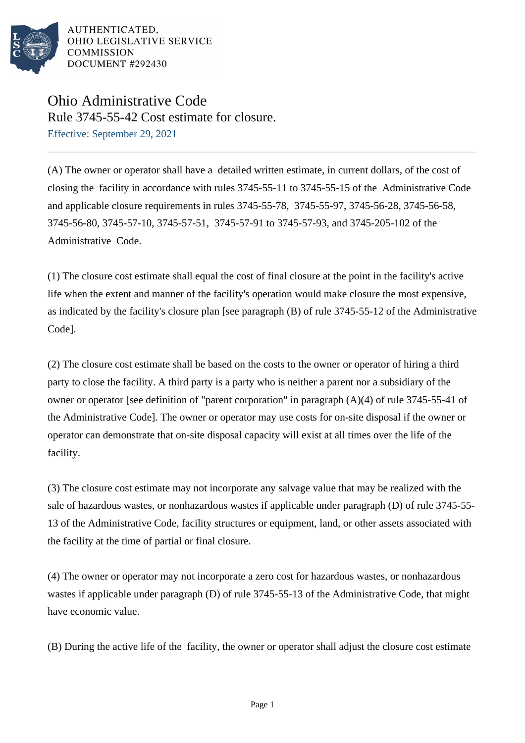AUTHENTICATED,
OHIO LEGISLATIVE SERVICE
COMMISSION
DOCUMENT #292430

# Ohio Administrative Code

## Rule 3745-55-42 Cost estimate for closure.

Effective: September 29, 2021

(A) The owner or operator shall have a detailed written estimate, in current dollars, of the cost of closing the facility in accordance with rules 3745-55-11 to 3745-55-15 of the Administrative Code and applicable closure requirements in rules 3745-55-78, 3745-55-97, 3745-56-28, 3745-56-58, 3745-56-80, 3745-57-10, 3745-57-51, 3745-57-91 to 3745-57-93, and 3745-205-102 of the Administrative Code.

(1) The closure cost estimate shall equal the cost of final closure at the point in the facility's active life when the extent and manner of the facility's operation would make closure the most expensive, as indicated by the facility's closure plan [see paragraph (B) of rule 3745-55-12 of the Administrative Code].

(2) The closure cost estimate shall be based on the costs to the owner or operator of hiring a third party to close the facility. A third party is a party who is neither a parent nor a subsidiary of the owner or operator [see definition of "parent corporation" in paragraph (A)(4) of rule 3745-55-41 of the Administrative Code]. The owner or operator may use costs for on-site disposal if the owner or operator can demonstrate that on-site disposal capacity will exist at all times over the life of the facility.

(3) The closure cost estimate may not incorporate any salvage value that may be realized with the sale of hazardous wastes, or nonhazardous wastes if applicable under paragraph (D) of rule 3745-55-13 of the Administrative Code, facility structures or equipment, land, or other assets associated with the facility at the time of partial or final closure.

(4) The owner or operator may not incorporate a zero cost for hazardous wastes, or nonhazardous wastes if applicable under paragraph (D) of rule 3745-55-13 of the Administrative Code, that might have economic value.

(B) During the active life of the facility, the owner or operator shall adjust the closure cost estimate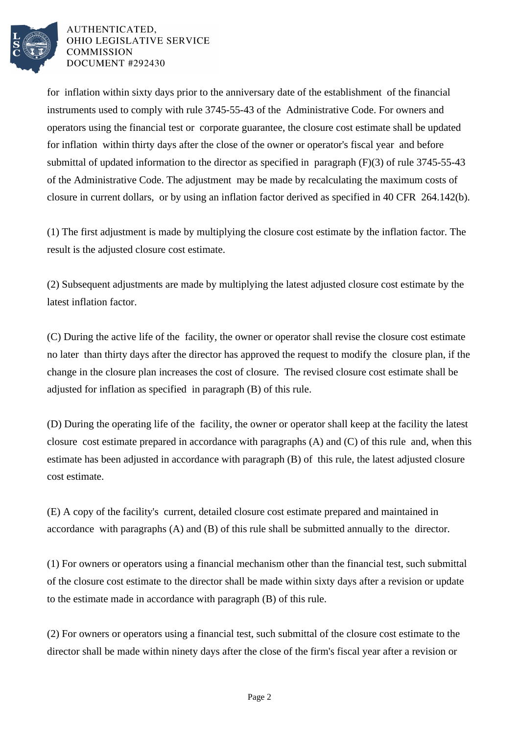for inflation within sixty days prior to the anniversary date of the establishment of the financial instruments used to comply with rule 3745-55-43 of the Administrative Code. For owners and operators using the financial test or corporate guarantee, the closure cost estimate shall be updated for inflation within thirty days after the close of the owner or operator's fiscal year and before submittal of updated information to the director as specified in paragraph (F)(3) of rule 3745-55-43 of the Administrative Code. The adjustment may be made by recalculating the maximum costs of closure in current dollars, or by using an inflation factor derived as specified in 40 CFR 264.142(b).

(1) The first adjustment is made by multiplying the closure cost estimate by the inflation factor. The result is the adjusted closure cost estimate.

(2) Subsequent adjustments are made by multiplying the latest adjusted closure cost estimate by the latest inflation factor.

(C) During the active life of the facility, the owner or operator shall revise the closure cost estimate no later than thirty days after the director has approved the request to modify the closure plan, if the change in the closure plan increases the cost of closure. The revised closure cost estimate shall be adjusted for inflation as specified in paragraph (B) of this rule.

(D) During the operating life of the facility, the owner or operator shall keep at the facility the latest closure cost estimate prepared in accordance with paragraphs (A) and (C) of this rule and, when this estimate has been adjusted in accordance with paragraph (B) of this rule, the latest adjusted closure cost estimate.

(E) A copy of the facility's current, detailed closure cost estimate prepared and maintained in accordance with paragraphs (A) and (B) of this rule shall be submitted annually to the director.

(1) For owners or operators using a financial mechanism other than the financial test, such submittal of the closure cost estimate to the director shall be made within sixty days after a revision or update to the estimate made in accordance with paragraph (B) of this rule.

(2) For owners or operators using a financial test, such submittal of the closure cost estimate to the director shall be made within ninety days after the close of the firm's fiscal year after a revision or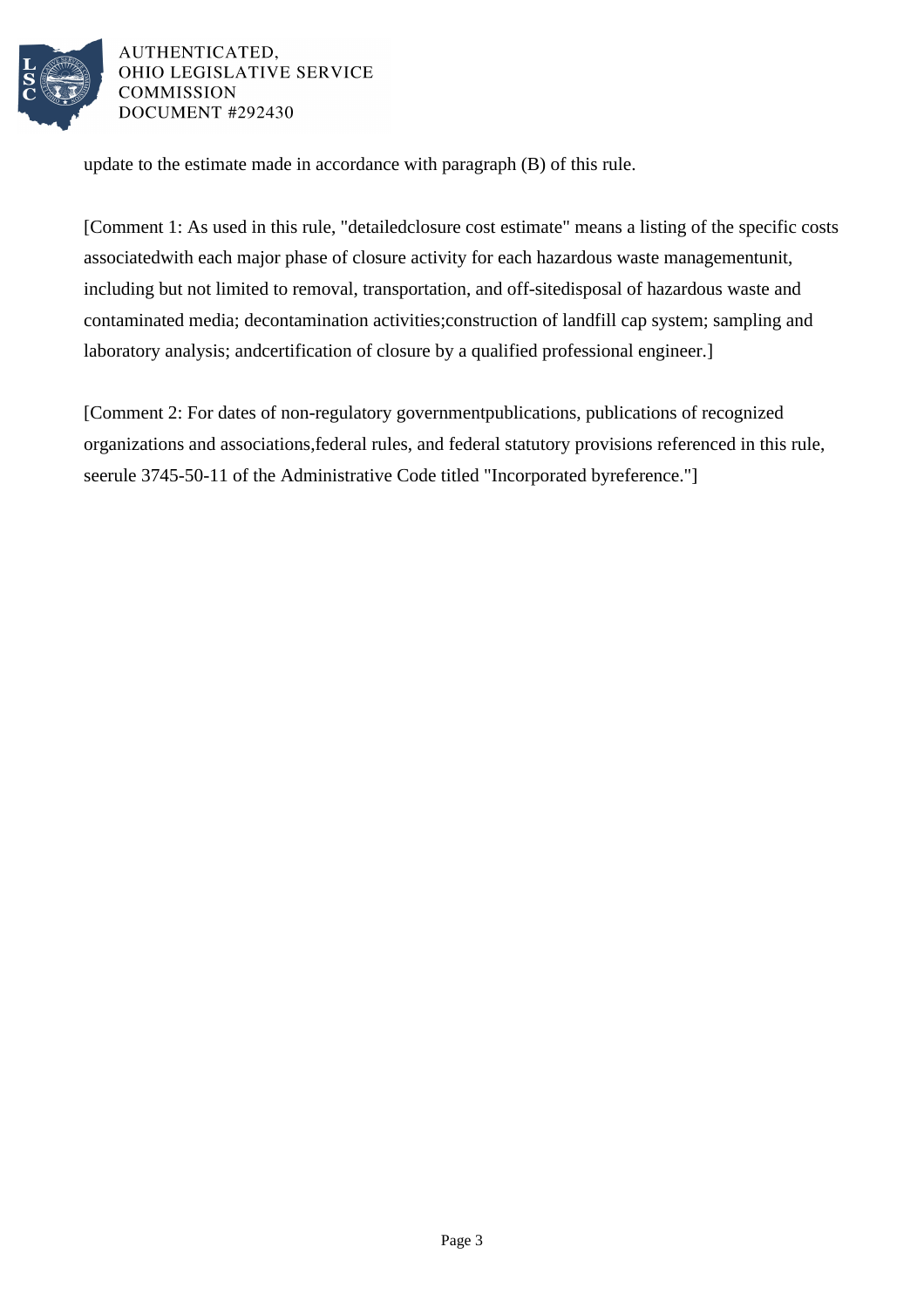update to the estimate made in accordance with paragraph (B) of this rule.

[Comment 1: As used in this rule, "detailedclosure cost estimate" means a listing of the specific costs associatedwith each major phase of closure activity for each hazardous waste managementunit, including but not limited to removal, transportation, and off-sitedisposal of hazardous waste and contaminated media; decontamination activities;construction of landfill cap system; sampling and laboratory analysis; andcertification of closure by a qualified professional engineer.]

[Comment 2: For dates of non-regulatory governmentpublications, publications of recognized organizations and associations,federal rules, and federal statutory provisions referenced in this rule, seerule 3745-50-11 of the Administrative Code titled "Incorporated byreference."]